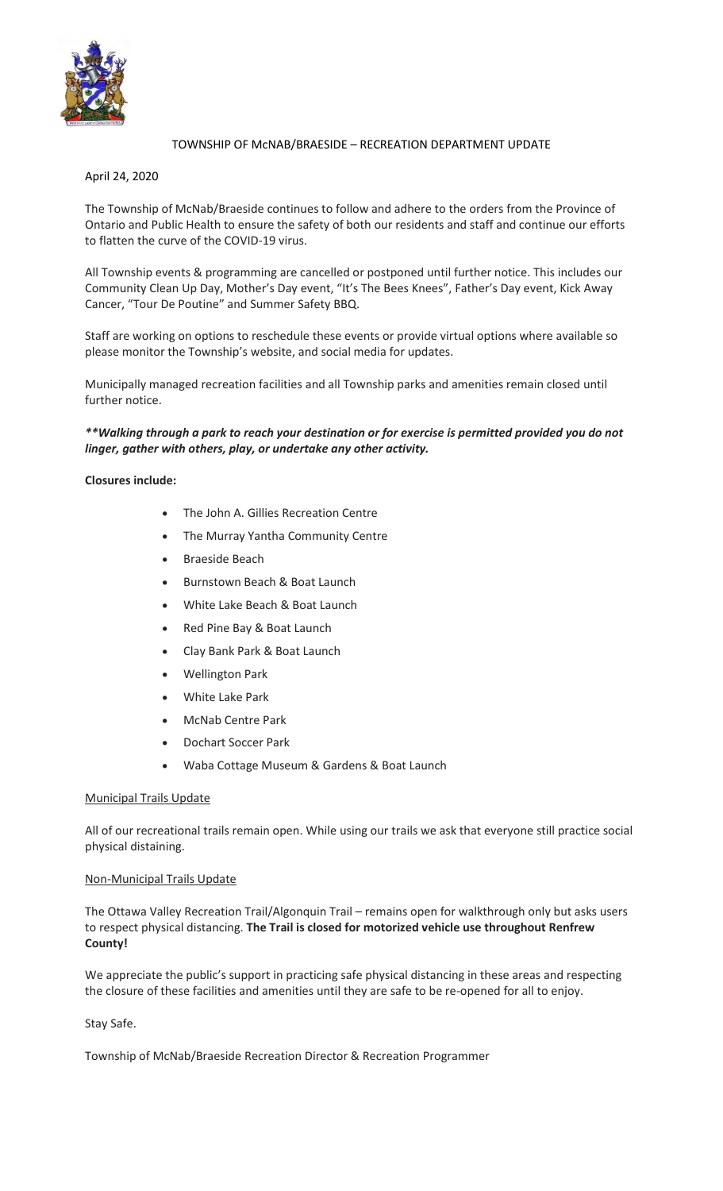# TOWNSHIP OF McNAB/BRAESIDE – RECREATION DEPARTMENT UPDATE

April 24, 2020

The Township of McNab/Braeside continues to follow and adhere to the orders from the Province of Ontario and Public Health to ensure the safety of both our residents and staff and continue our efforts to flatten the curve of the COVID-19 virus.

All Township events & programming are cancelled or postponed until further notice. This includes our Community Clean Up Day, Mother's Day event, "It's The Bees Knees", Father's Day event, Kick Away Cancer, "Tour De Poutine" and Summer Safety BBQ.

Staff are working on options to reschedule these events or provide virtual options where available so please monitor the Township's website, and social media for updates.

Municipally managed recreation facilities and all Township parks and amenities remain closed until further notice.

***\*\*Walking through a park to reach your destination or for exercise is permitted provided you do not linger, gather with others, play, or undertake any other activity.***

**Closures include:**

- The John A. Gillies Recreation Centre
- The Murray Yantha Community Centre
- Braeside Beach
- Burnstown Beach & Boat Launch
- White Lake Beach & Boat Launch
- Red Pine Bay & Boat Launch
- Clay Bank Park & Boat Launch
- Wellington Park
- White Lake Park
- McNab Centre Park
- Dochart Soccer Park
- Waba Cottage Museum & Gardens & Boat Launch

## Municipal Trails Update

All of our recreational trails remain open. While using our trails we ask that everyone still practice social physical distaining.

## Non-Municipal Trails Update

The Ottawa Valley Recreation Trail/Algonquin Trail – remains open for walkthrough only but asks users to respect physical distancing. **The Trail is closed for motorized vehicle use throughout Renfrew County!**

We appreciate the public's support in practicing safe physical distancing in these areas and respecting the closure of these facilities and amenities until they are safe to be re-opened for all to enjoy.

Stay Safe.

Township of McNab/Braeside Recreation Director & Recreation Programmer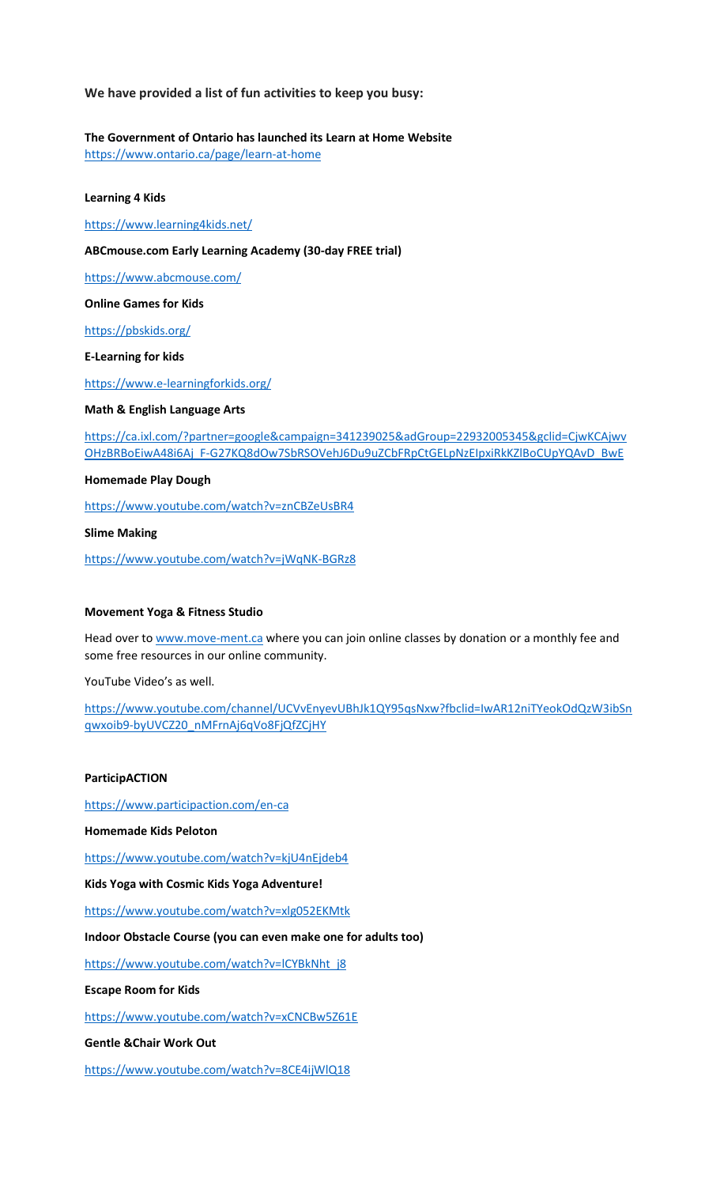**We have provided a list of fun activities to keep you busy:**

**The Government of Ontario has launched its Learn at Home Website**
https://www.ontario.ca/page/learn-at-home

**Learning 4 Kids**

https://www.learning4kids.net/

**ABCmouse.com Early Learning Academy (30-day FREE trial)**

https://www.abcmouse.com/

**Online Games for Kids**

https://pbskids.org/

**E-Learning for kids**

https://www.e-learningforkids.org/

**Math & English Language Arts**

https://ca.ixl.com/?partner=google&campaign=341239025&adGroup=22932005345&gclid=CjwKCAjwvOHzBRBoEiwA48i6Aj_F-G27KQ8dOw7SbRSOVehJ6Du9uZCbFRpCtGELpNzEIpxiRkKZlBoCUpYQAvD_BwE

**Homemade Play Dough**

https://www.youtube.com/watch?v=znCBZeUsBR4

**Slime Making**

https://www.youtube.com/watch?v=jWqNK-BGRz8

**Movement Yoga & Fitness Studio**

Head over to www.move-ment.ca where you can join online classes by donation or a monthly fee and some free resources in our online community.

YouTube Video's as well.

https://www.youtube.com/channel/UCVvEnyevUBhJk1QY95qsNxw?fbclid=IwAR12niTYeokOdQzW3ibSnqwxoib9-byUVCZ20_nMFrnAj6qVo8FjQfZCjHY

**ParticipACTION**

https://www.participaction.com/en-ca

**Homemade Kids Peloton**

https://www.youtube.com/watch?v=kjU4nEjdeb4

**Kids Yoga with Cosmic Kids Yoga Adventure!**

https://www.youtube.com/watch?v=xlg052EKMtk

**Indoor Obstacle Course (you can even make one for adults too)**

https://www.youtube.com/watch?v=lCYBkNht_j8

**Escape Room for Kids**

https://www.youtube.com/watch?v=xCNCBw5Z61E

**Gentle &Chair Work Out**

https://www.youtube.com/watch?v=8CE4ijWlQ18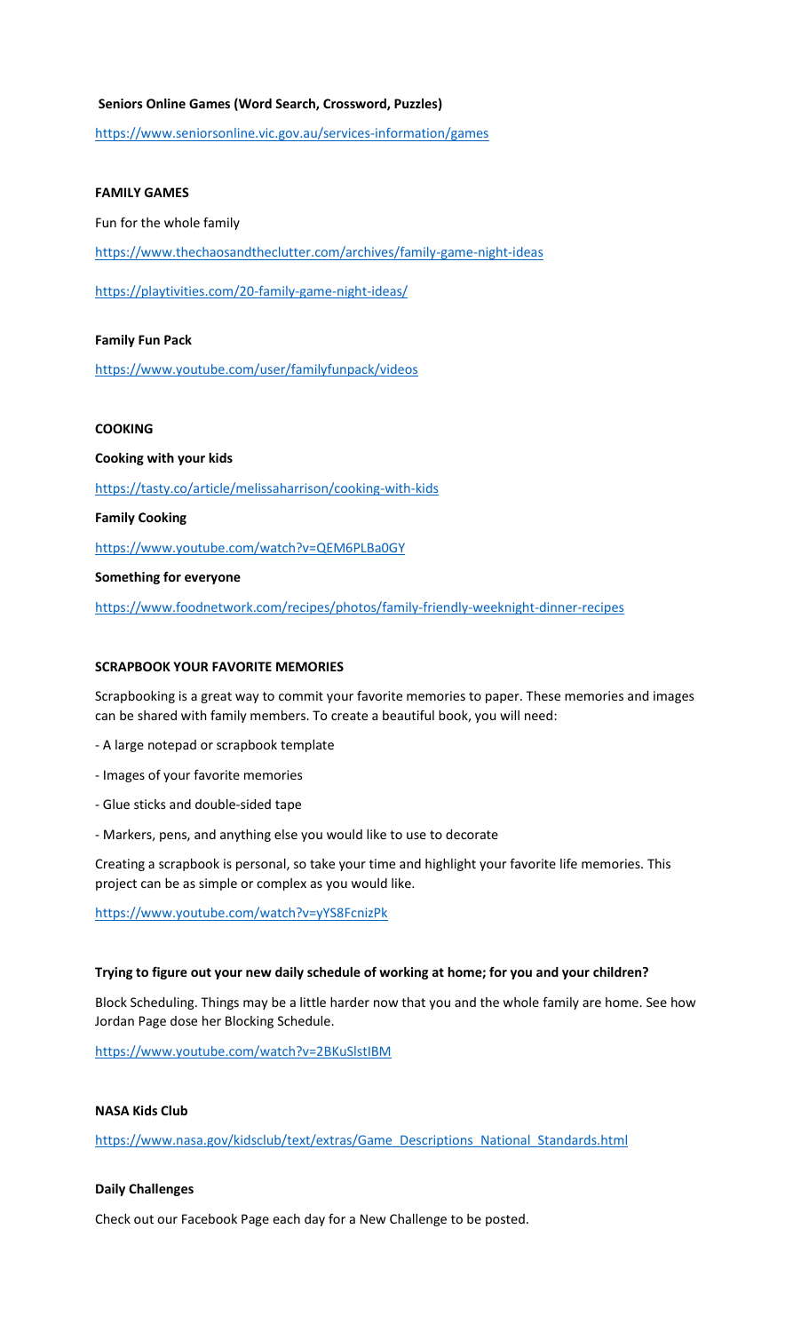**Seniors Online Games (Word Search, Crossword, Puzzles)**

https://www.seniorsonline.vic.gov.au/services-information/games

**FAMILY GAMES**

Fun for the whole family

https://www.thechaosandtheclutter.com/archives/family-game-night-ideas

https://playtivities.com/20-family-game-night-ideas/

**Family Fun Pack**

https://www.youtube.com/user/familyfunpack/videos

**COOKING**

**Cooking with your kids**

https://tasty.co/article/melissaharrison/cooking-with-kids

**Family Cooking**

https://www.youtube.com/watch?v=QEM6PLBa0GY

**Something for everyone**

https://www.foodnetwork.com/recipes/photos/family-friendly-weeknight-dinner-recipes

**SCRAPBOOK YOUR FAVORITE MEMORIES**

Scrapbooking is a great way to commit your favorite memories to paper. These memories and images can be shared with family members. To create a beautiful book, you will need:

- A large notepad or scrapbook template
- Images of your favorite memories
- Glue sticks and double-sided tape
- Markers, pens, and anything else you would like to use to decorate

Creating a scrapbook is personal, so take your time and highlight your favorite life memories. This project can be as simple or complex as you would like.

https://www.youtube.com/watch?v=yYS8FcnizPk

**Trying to figure out your new daily schedule of working at home; for you and your children?**

Block Scheduling. Things may be a little harder now that you and the whole family are home. See how Jordan Page dose her Blocking Schedule.

https://www.youtube.com/watch?v=2BKuSlstIBM

**NASA Kids Club**

https://www.nasa.gov/kidsclub/text/extras/Game_Descriptions_National_Standards.html

**Daily Challenges**

Check out our Facebook Page each day for a New Challenge to be posted.